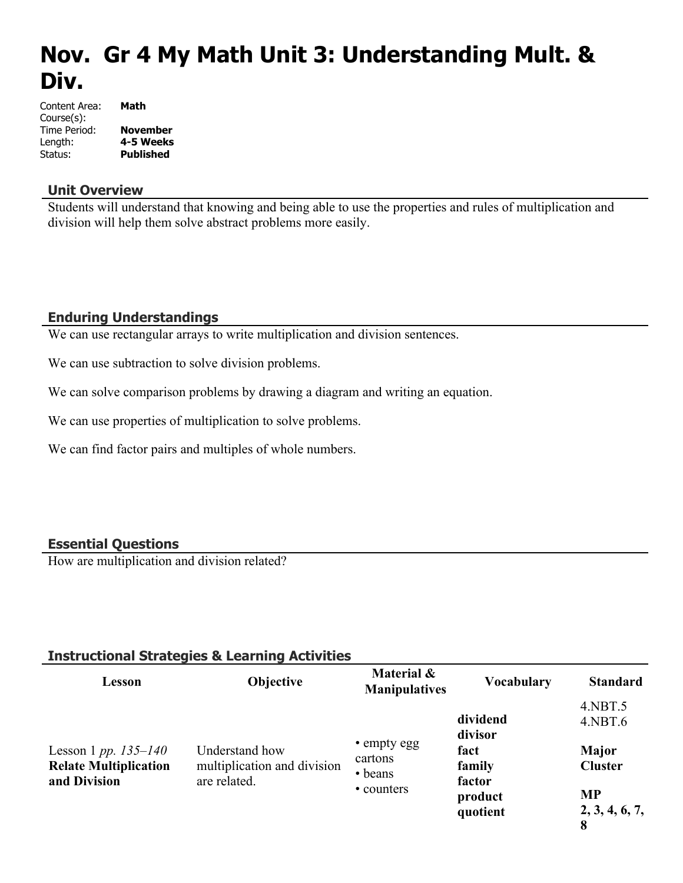# Nov. Gr 4 My Math Unit 3: Understanding Mult. & Div.

Content Area: **Math**
Course(s):
Time Period: **November**
Length: **4-5 Weeks**
Status: **Published**

## Unit Overview

Students will understand that knowing and being able to use the properties and rules of multiplication and division will help them solve abstract problems more easily.

## Enduring Understandings

We can use rectangular arrays to write multiplication and division sentences.

We can use subtraction to solve division problems.

We can solve comparison problems by drawing a diagram and writing an equation.

We can use properties of multiplication to solve problems.

We can find factor pairs and multiples of whole numbers.

## Essential Questions

How are multiplication and division related?

## Instructional Strategies & Learning Activities

| Lesson | Objective | Material & Manipulatives | Vocabulary | Standard |
|---|---|---|---|---|
| Lesson 1 *pp. 135–140* **Relate Multiplication and Division** | Understand how multiplication and division are related. | • empty egg cartons<br>• beans<br>• counters | **dividend**<br>**divisor**<br>**fact family**<br>**factor**<br>**product**<br>**quotient** | 4.NBT.5<br>4.NBT.6<br><br>**Major Cluster**<br><br>**MP 2, 3, 4, 6, 7, 8** |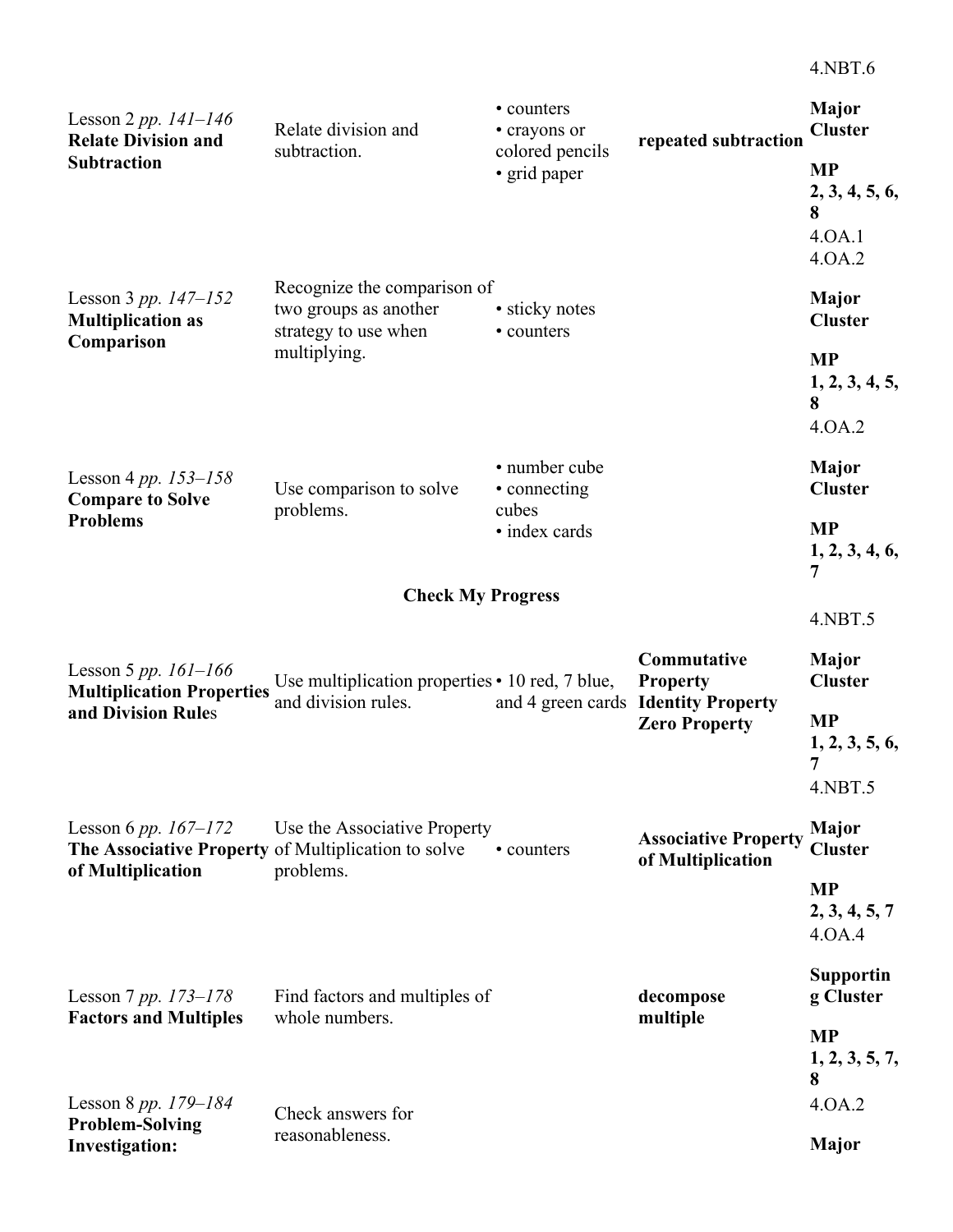| | | | | |
|---|---|---|---|---|
| | | | | 4.NBT.6 |
| Lesson 2 *pp. 141–146* **Relate Division and Subtraction** | Relate division and subtraction. | • counters • crayons or colored pencils • grid paper | **repeated subtraction** | **Major Cluster** **MP 2, 3, 4, 5, 6, 8** 4.OA.1 4.OA.2 |
| Lesson 3 *pp. 147–152* **Multiplication as Comparison** | Recognize the comparison of two groups as another strategy to use when multiplying. | • sticky notes • counters | | **Major Cluster** **MP 1, 2, 3, 4, 5, 8** 4.OA.2 |
| Lesson 4 *pp. 153–158* **Compare to Solve Problems** | Use comparison to solve problems. | • number cube • connecting cubes • index cards | | **Major Cluster** **MP 1, 2, 3, 4, 6, 7** |
| | | **Check My Progress** | | 4.NBT.5 |
| Lesson 5 *pp. 161–166* **Multiplication Properties and Division Rules** | Use multiplication properties and division rules. | • 10 red, 7 blue, and 4 green cards | **Commutative Property** **Identity Property** **Zero Property** | **Major Cluster** **MP 1, 2, 3, 5, 6, 7** 4.NBT.5 |
| Lesson 6 *pp. 167–172* **The Associative Property of Multiplication** | Use the Associative Property of Multiplication to solve problems. | • counters | **Associative Property of Multiplication** | **Major Cluster** **MP 2, 3, 4, 5, 7** 4.OA.4 |
| Lesson 7 *pp. 173–178* **Factors and Multiples** | Find factors and multiples of whole numbers. | | **decompose** **multiple** | **Supporting Cluster** **MP 1, 2, 3, 5, 7, 8** 4.OA.2 |
| Lesson 8 *pp. 179–184* **Problem-Solving Investigation:** | Check answers for reasonableness. | | | **Major** |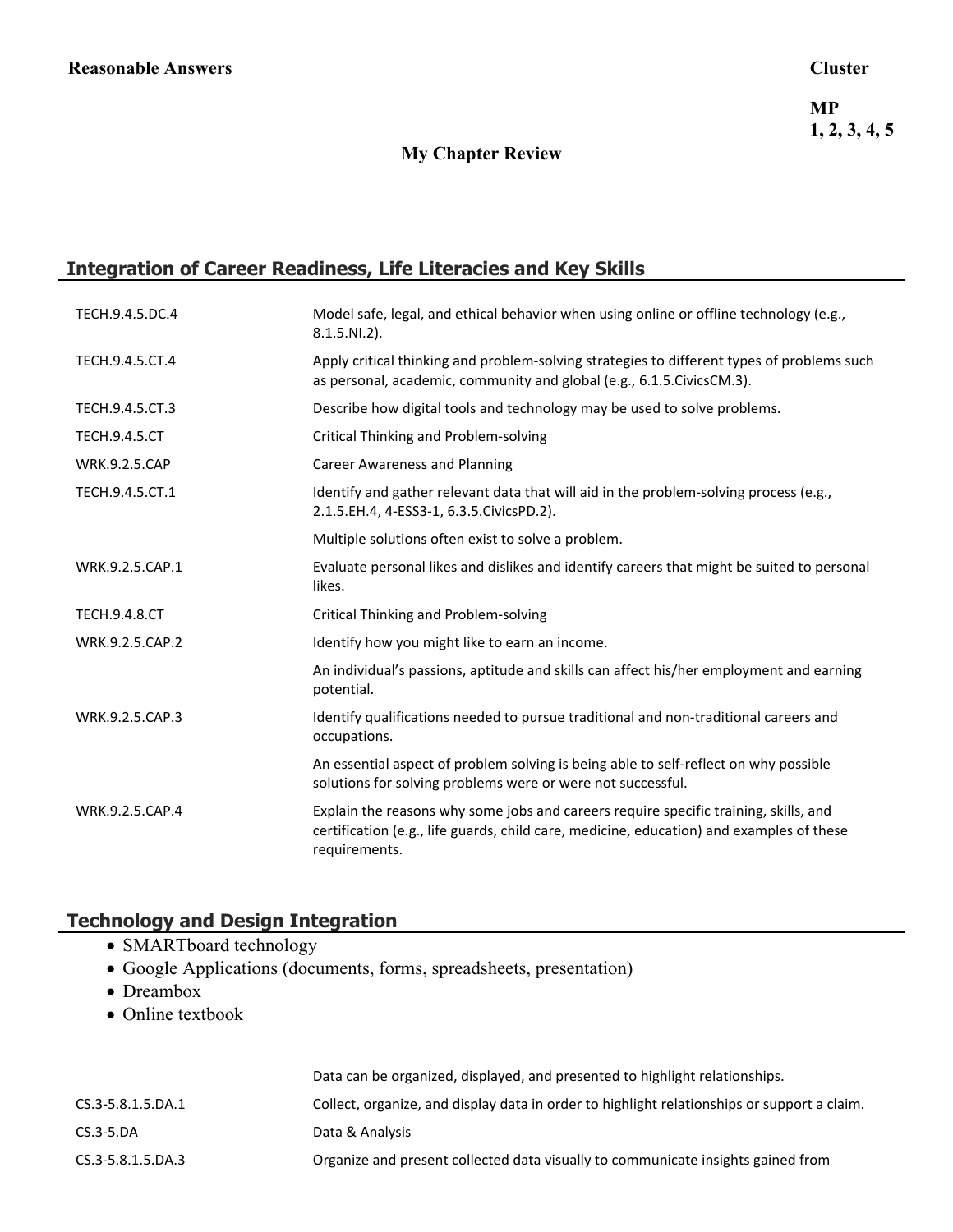| **Reasonable Answers** | **Cluster** |
|---|---|
| | **MP 1, 2, 3, 4, 5** |
| **My Chapter Review** | |

## Integration of Career Readiness, Life Literacies and Key Skills

| | |
|---|---|
| TECH.9.4.5.DC.4 | Model safe, legal, and ethical behavior when using online or offline technology (e.g., 8.1.5.NI.2). |
| TECH.9.4.5.CT.4 | Apply critical thinking and problem-solving strategies to different types of problems such as personal, academic, community and global (e.g., 6.1.5.CivicsCM.3). |
| TECH.9.4.5.CT.3 | Describe how digital tools and technology may be used to solve problems. |
| TECH.9.4.5.CT | Critical Thinking and Problem-solving |
| WRK.9.2.5.CAP | Career Awareness and Planning |
| TECH.9.4.5.CT.1 | Identify and gather relevant data that will aid in the problem-solving process (e.g., 2.1.5.EH.4, 4-ESS3-1, 6.3.5.CivicsPD.2). |
| | Multiple solutions often exist to solve a problem. |
| WRK.9.2.5.CAP.1 | Evaluate personal likes and dislikes and identify careers that might be suited to personal likes. |
| TECH.9.4.8.CT | Critical Thinking and Problem-solving |
| WRK.9.2.5.CAP.2 | Identify how you might like to earn an income. |
| | An individual's passions, aptitude and skills can affect his/her employment and earning potential. |
| WRK.9.2.5.CAP.3 | Identify qualifications needed to pursue traditional and non-traditional careers and occupations. |
| | An essential aspect of problem solving is being able to self-reflect on why possible solutions for solving problems were or were not successful. |
| WRK.9.2.5.CAP.4 | Explain the reasons why some jobs and careers require specific training, skills, and certification (e.g., life guards, child care, medicine, education) and examples of these requirements. |

## Technology and Design Integration

- SMARTboard technology
- Google Applications (documents, forms, spreadsheets, presentation)
- Dreambox
- Online textbook

| | |
|---|---|
| | Data can be organized, displayed, and presented to highlight relationships. |
| CS.3-5.8.1.5.DA.1 | Collect, organize, and display data in order to highlight relationships or support a claim. |
| CS.3-5.DA | Data & Analysis |
| CS.3-5.8.1.5.DA.3 | Organize and present collected data visually to communicate insights gained from |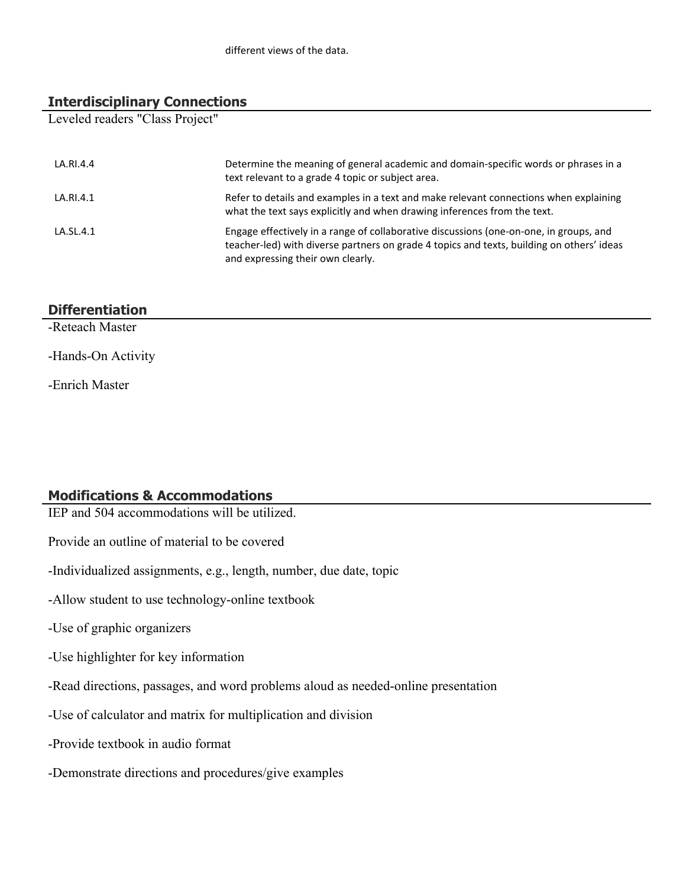different views of the data.

## Interdisciplinary Connections

Leveled readers "Class Project"

| | |
|---|---|
| LA.RI.4.4 | Determine the meaning of general academic and domain-specific words or phrases in a text relevant to a grade 4 topic or subject area. |
| LA.RI.4.1 | Refer to details and examples in a text and make relevant connections when explaining what the text says explicitly and when drawing inferences from the text. |
| LA.SL.4.1 | Engage effectively in a range of collaborative discussions (one-on-one, in groups, and teacher-led) with diverse partners on grade 4 topics and texts, building on others' ideas and expressing their own clearly. |

## Differentiation

-Reteach Master

-Hands-On Activity

-Enrich Master

## Modifications & Accommodations

IEP and 504 accommodations will be utilized.

Provide an outline of material to be covered

-Individualized assignments, e.g., length, number, due date, topic

-Allow student to use technology-online textbook

-Use of graphic organizers

-Use highlighter for key information

-Read directions, passages, and word problems aloud as needed-online presentation

-Use of calculator and matrix for multiplication and division

-Provide textbook in audio format

-Demonstrate directions and procedures/give examples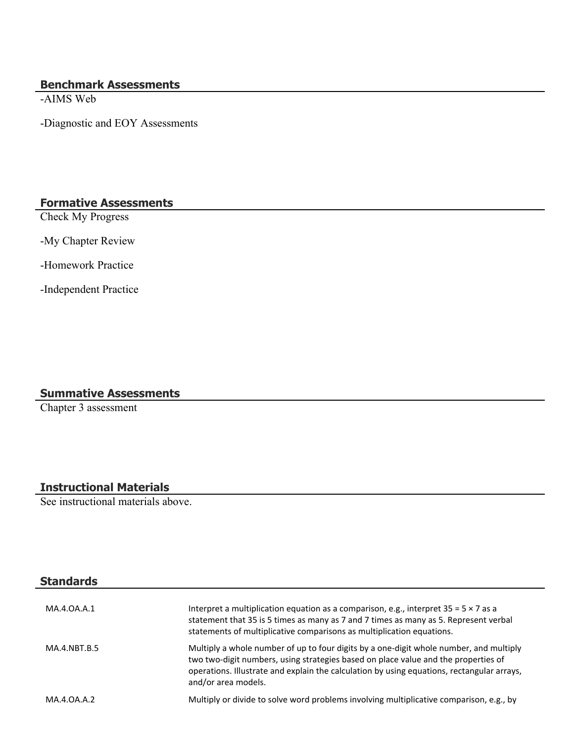### Benchmark Assessments

-AIMS Web

-Diagnostic and EOY Assessments

### Formative Assessments

Check My Progress

-My Chapter Review

-Homework Practice

-Independent Practice

### Summative Assessments

Chapter 3 assessment

### Instructional Materials

See instructional materials above.

### Standards

| | |
|---|---|
| MA.4.OA.A.1 | Interpret a multiplication equation as a comparison, e.g., interpret 35 = 5 × 7 as a statement that 35 is 5 times as many as 7 and 7 times as many as 5. Represent verbal statements of multiplicative comparisons as multiplication equations. |
| MA.4.NBT.B.5 | Multiply a whole number of up to four digits by a one-digit whole number, and multiply two two-digit numbers, using strategies based on place value and the properties of operations. Illustrate and explain the calculation by using equations, rectangular arrays, and/or area models. |
| MA.4.OA.A.2 | Multiply or divide to solve word problems involving multiplicative comparison, e.g., by |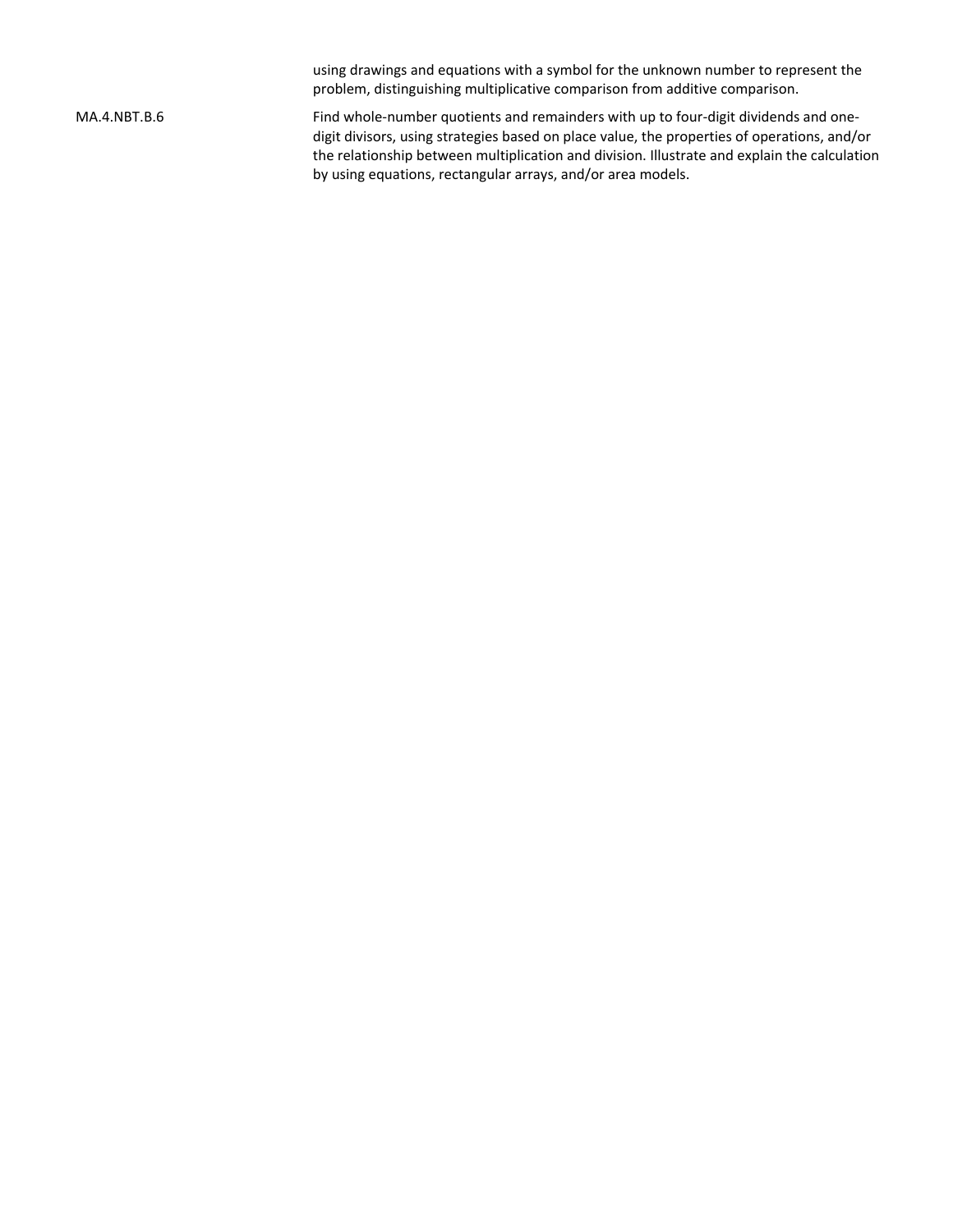| | |
|---|---|
| | using drawings and equations with a symbol for the unknown number to represent the problem, distinguishing multiplicative comparison from additive comparison. |
| MA.4.NBT.B.6 | Find whole-number quotients and remainders with up to four-digit dividends and one-digit divisors, using strategies based on place value, the properties of operations, and/or the relationship between multiplication and division. Illustrate and explain the calculation by using equations, rectangular arrays, and/or area models. |